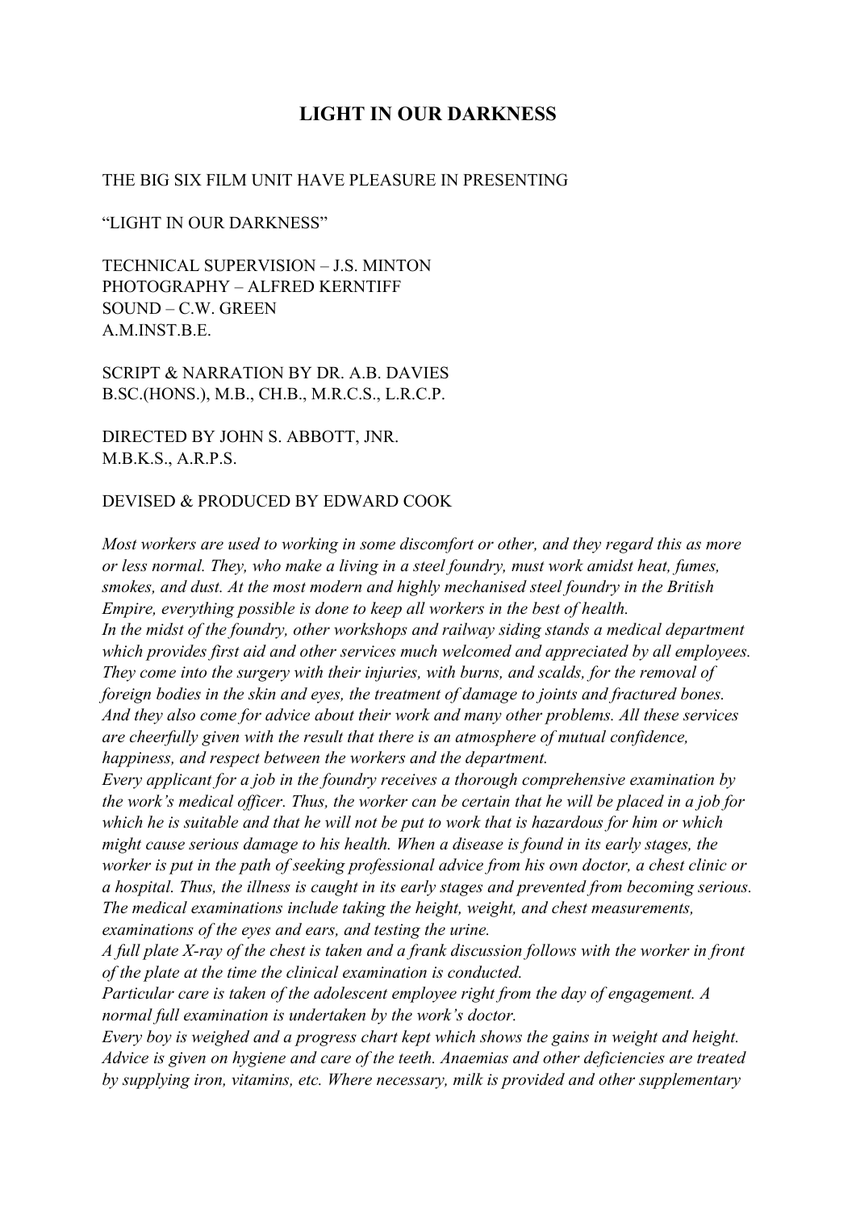# LIGHT IN OUR DARKNESS

THE BIG SIX FILM UNIT HAVE PLEASURE IN PRESENTING

"LIGHT IN OUR DARKNESS"

TECHNICAL SUPERVISION – J.S. MINTON
PHOTOGRAPHY – ALFRED KERNTIFF
SOUND – C.W. GREEN
A.M.INST.B.E.

SCRIPT & NARRATION BY DR. A.B. DAVIES
B.SC.(HONS.), M.B., CH.B., M.R.C.S., L.R.C.P.

DIRECTED BY JOHN S. ABBOTT, JNR.
M.B.K.S., A.R.P.S.

DEVISED & PRODUCED BY EDWARD COOK

*Most workers are used to working in some discomfort or other, and they regard this as more or less normal. They, who make a living in a steel foundry, must work amidst heat, fumes, smokes, and dust. At the most modern and highly mechanised steel foundry in the British Empire, everything possible is done to keep all workers in the best of health.*
*In the midst of the foundry, other workshops and railway siding stands a medical department which provides first aid and other services much welcomed and appreciated by all employees. They come into the surgery with their injuries, with burns, and scalds, for the removal of foreign bodies in the skin and eyes, the treatment of damage to joints and fractured bones. And they also come for advice about their work and many other problems. All these services are cheerfully given with the result that there is an atmosphere of mutual confidence, happiness, and respect between the workers and the department.*
*Every applicant for a job in the foundry receives a thorough comprehensive examination by the work's medical officer. Thus, the worker can be certain that he will be placed in a job for which he is suitable and that he will not be put to work that is hazardous for him or which might cause serious damage to his health. When a disease is found in its early stages, the worker is put in the path of seeking professional advice from his own doctor, a chest clinic or a hospital. Thus, the illness is caught in its early stages and prevented from becoming serious. The medical examinations include taking the height, weight, and chest measurements, examinations of the eyes and ears, and testing the urine.*
*A full plate X-ray of the chest is taken and a frank discussion follows with the worker in front of the plate at the time the clinical examination is conducted.*
*Particular care is taken of the adolescent employee right from the day of engagement. A normal full examination is undertaken by the work's doctor.*
*Every boy is weighed and a progress chart kept which shows the gains in weight and height. Advice is given on hygiene and care of the teeth. Anaemias and other deficiencies are treated by supplying iron, vitamins, etc. Where necessary, milk is provided and other supplementary*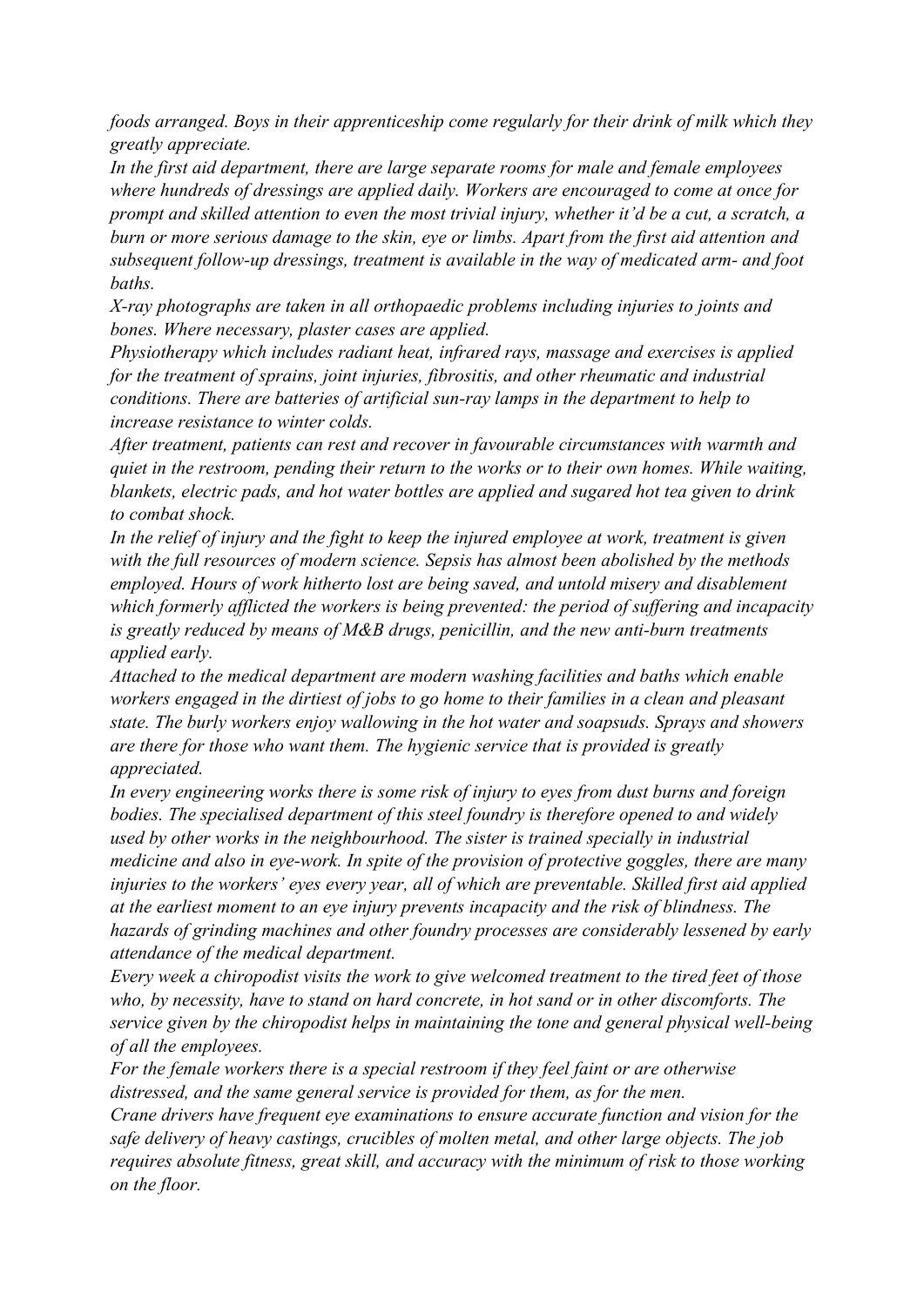*foods arranged. Boys in their apprenticeship come regularly for their drink of milk which they greatly appreciate.*

*In the first aid department, there are large separate rooms for male and female employees where hundreds of dressings are applied daily. Workers are encouraged to come at once for prompt and skilled attention to even the most trivial injury, whether it'd be a cut, a scratch, a burn or more serious damage to the skin, eye or limbs. Apart from the first aid attention and subsequent follow-up dressings, treatment is available in the way of medicated arm- and foot baths.*

*X-ray photographs are taken in all orthopaedic problems including injuries to joints and bones. Where necessary, plaster cases are applied.*

*Physiotherapy which includes radiant heat, infrared rays, massage and exercises is applied for the treatment of sprains, joint injuries, fibrositis, and other rheumatic and industrial conditions. There are batteries of artificial sun-ray lamps in the department to help to increase resistance to winter colds.*

*After treatment, patients can rest and recover in favourable circumstances with warmth and quiet in the restroom, pending their return to the works or to their own homes. While waiting, blankets, electric pads, and hot water bottles are applied and sugared hot tea given to drink to combat shock.*

*In the relief of injury and the fight to keep the injured employee at work, treatment is given with the full resources of modern science. Sepsis has almost been abolished by the methods employed. Hours of work hitherto lost are being saved, and untold misery and disablement which formerly afflicted the workers is being prevented: the period of suffering and incapacity is greatly reduced by means of M&B drugs, penicillin, and the new anti-burn treatments applied early.*

*Attached to the medical department are modern washing facilities and baths which enable workers engaged in the dirtiest of jobs to go home to their families in a clean and pleasant state. The burly workers enjoy wallowing in the hot water and soapsuds. Sprays and showers are there for those who want them. The hygienic service that is provided is greatly appreciated.*

*In every engineering works there is some risk of injury to eyes from dust burns and foreign bodies. The specialised department of this steel foundry is therefore opened to and widely used by other works in the neighbourhood. The sister is trained specially in industrial medicine and also in eye-work. In spite of the provision of protective goggles, there are many injuries to the workers' eyes every year, all of which are preventable. Skilled first aid applied at the earliest moment to an eye injury prevents incapacity and the risk of blindness. The hazards of grinding machines and other foundry processes are considerably lessened by early attendance of the medical department.*

*Every week a chiropodist visits the work to give welcomed treatment to the tired feet of those who, by necessity, have to stand on hard concrete, in hot sand or in other discomforts. The service given by the chiropodist helps in maintaining the tone and general physical well-being of all the employees.*

*For the female workers there is a special restroom if they feel faint or are otherwise distressed, and the same general service is provided for them, as for the men.*

*Crane drivers have frequent eye examinations to ensure accurate function and vision for the safe delivery of heavy castings, crucibles of molten metal, and other large objects. The job requires absolute fitness, great skill, and accuracy with the minimum of risk to those working on the floor.*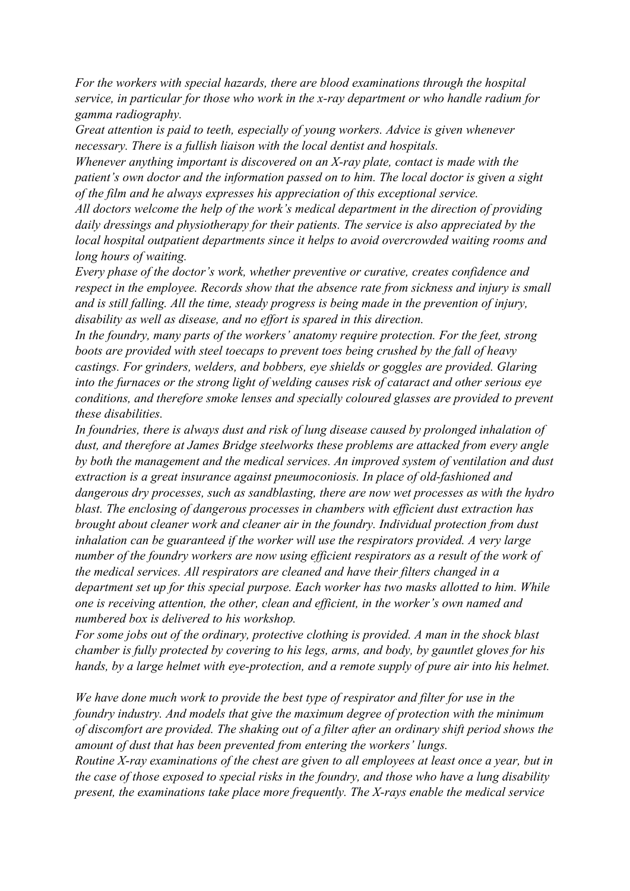*For the workers with special hazards, there are blood examinations through the hospital service, in particular for those who work in the x-ray department or who handle radium for gamma radiography.*

*Great attention is paid to teeth, especially of young workers. Advice is given whenever necessary. There is a fullish liaison with the local dentist and hospitals.*

*Whenever anything important is discovered on an X-ray plate, contact is made with the patient's own doctor and the information passed on to him. The local doctor is given a sight of the film and he always expresses his appreciation of this exceptional service.*

*All doctors welcome the help of the work's medical department in the direction of providing daily dressings and physiotherapy for their patients. The service is also appreciated by the local hospital outpatient departments since it helps to avoid overcrowded waiting rooms and long hours of waiting.*

*Every phase of the doctor's work, whether preventive or curative, creates confidence and respect in the employee. Records show that the absence rate from sickness and injury is small and is still falling. All the time, steady progress is being made in the prevention of injury, disability as well as disease, and no effort is spared in this direction.*

*In the foundry, many parts of the workers' anatomy require protection. For the feet, strong boots are provided with steel toecaps to prevent toes being crushed by the fall of heavy castings. For grinders, welders, and bobbers, eye shields or goggles are provided. Glaring into the furnaces or the strong light of welding causes risk of cataract and other serious eye conditions, and therefore smoke lenses and specially coloured glasses are provided to prevent these disabilities.*

*In foundries, there is always dust and risk of lung disease caused by prolonged inhalation of dust, and therefore at James Bridge steelworks these problems are attacked from every angle by both the management and the medical services. An improved system of ventilation and dust extraction is a great insurance against pneumoconiosis. In place of old-fashioned and dangerous dry processes, such as sandblasting, there are now wet processes as with the hydro blast. The enclosing of dangerous processes in chambers with efficient dust extraction has brought about cleaner work and cleaner air in the foundry. Individual protection from dust inhalation can be guaranteed if the worker will use the respirators provided. A very large number of the foundry workers are now using efficient respirators as a result of the work of the medical services. All respirators are cleaned and have their filters changed in a department set up for this special purpose. Each worker has two masks allotted to him. While one is receiving attention, the other, clean and efficient, in the worker's own named and numbered box is delivered to his workshop.*

*For some jobs out of the ordinary, protective clothing is provided. A man in the shock blast chamber is fully protected by covering to his legs, arms, and body, by gauntlet gloves for his hands, by a large helmet with eye-protection, and a remote supply of pure air into his helmet.*

*We have done much work to provide the best type of respirator and filter for use in the foundry industry. And models that give the maximum degree of protection with the minimum of discomfort are provided. The shaking out of a filter after an ordinary shift period shows the amount of dust that has been prevented from entering the workers' lungs.*

*Routine X-ray examinations of the chest are given to all employees at least once a year, but in the case of those exposed to special risks in the foundry, and those who have a lung disability present, the examinations take place more frequently. The X-rays enable the medical service*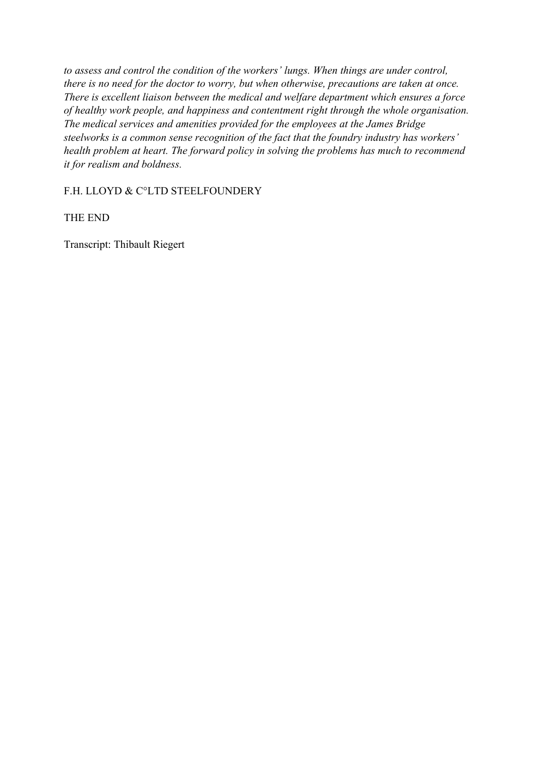*to assess and control the condition of the workers' lungs. When things are under control, there is no need for the doctor to worry, but when otherwise, precautions are taken at once. There is excellent liaison between the medical and welfare department which ensures a force of healthy work people, and happiness and contentment right through the whole organisation. The medical services and amenities provided for the employees at the James Bridge steelworks is a common sense recognition of the fact that the foundry industry has workers' health problem at heart. The forward policy in solving the problems has much to recommend it for realism and boldness.*

F.H. LLOYD & C°LTD STEELFOUNDERY

THE END

Transcript: Thibault Riegert